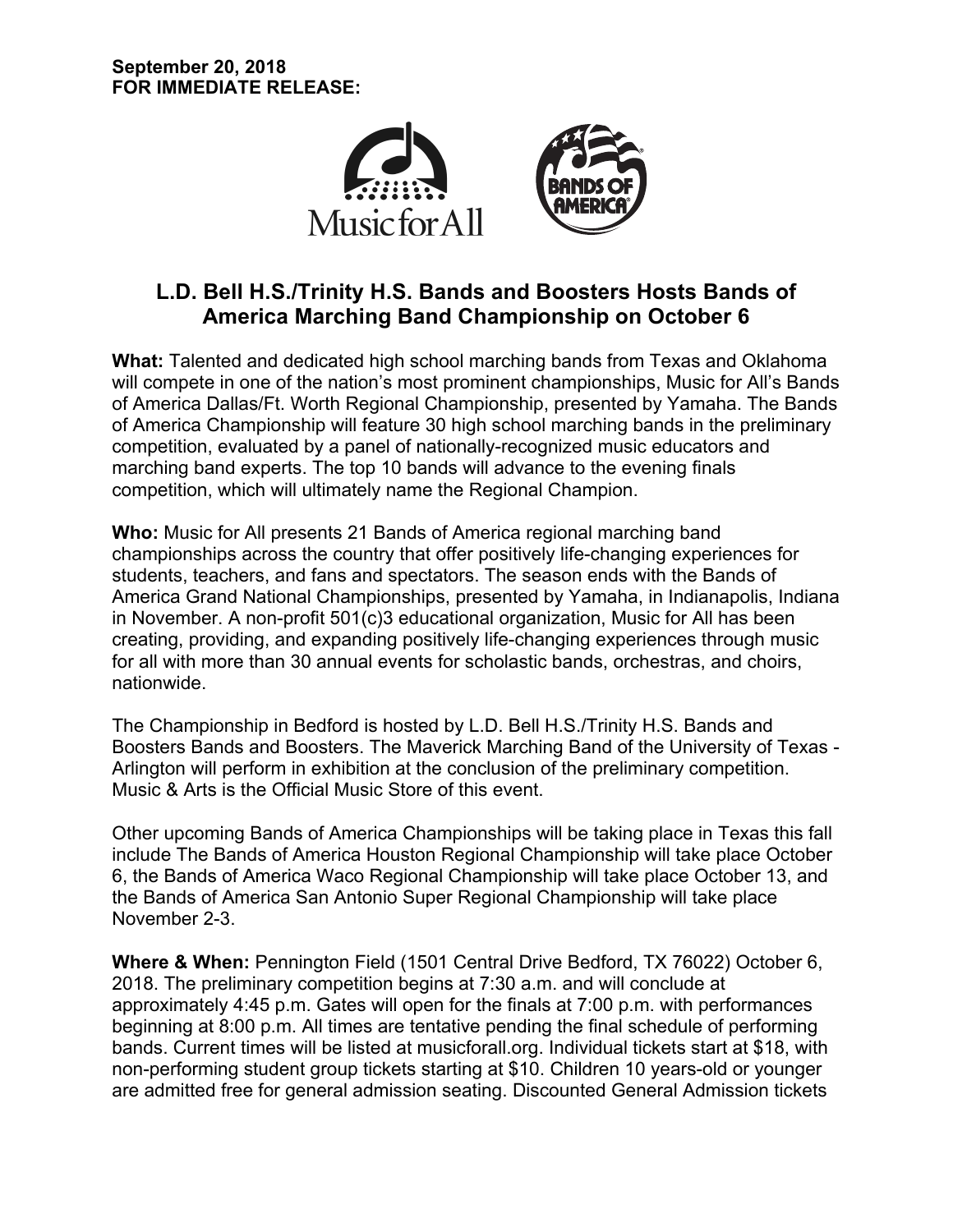**September 20, 2018**
**FOR IMMEDIATE RELEASE:**

# L.D. Bell H.S./Trinity H.S. Bands and Boosters Hosts Bands of America Marching Band Championship on October 6

**What:** Talented and dedicated high school marching bands from Texas and Oklahoma will compete in one of the nation's most prominent championships, Music for All's Bands of America Dallas/Ft. Worth Regional Championship, presented by Yamaha. The Bands of America Championship will feature 30 high school marching bands in the preliminary competition, evaluated by a panel of nationally-recognized music educators and marching band experts. The top 10 bands will advance to the evening finals competition, which will ultimately name the Regional Champion.

**Who:** Music for All presents 21 Bands of America regional marching band championships across the country that offer positively life-changing experiences for students, teachers, and fans and spectators. The season ends with the Bands of America Grand National Championships, presented by Yamaha, in Indianapolis, Indiana in November. A non-profit 501(c)3 educational organization, Music for All has been creating, providing, and expanding positively life-changing experiences through music for all with more than 30 annual events for scholastic bands, orchestras, and choirs, nationwide.

The Championship in Bedford is hosted by L.D. Bell H.S./Trinity H.S. Bands and Boosters Bands and Boosters. The Maverick Marching Band of the University of Texas - Arlington will perform in exhibition at the conclusion of the preliminary competition. Music & Arts is the Official Music Store of this event.

Other upcoming Bands of America Championships will be taking place in Texas this fall include The Bands of America Houston Regional Championship will take place October 6, the Bands of America Waco Regional Championship will take place October 13, and the Bands of America San Antonio Super Regional Championship will take place November 2-3.

**Where & When:** Pennington Field (1501 Central Drive Bedford, TX 76022) October 6, 2018. The preliminary competition begins at 7:30 a.m. and will conclude at approximately 4:45 p.m. Gates will open for the finals at 7:00 p.m. with performances beginning at 8:00 p.m. All times are tentative pending the final schedule of performing bands. Current times will be listed at musicforall.org. Individual tickets start at $18, with non-performing student group tickets starting at $10. Children 10 years-old or younger are admitted free for general admission seating. Discounted General Admission tickets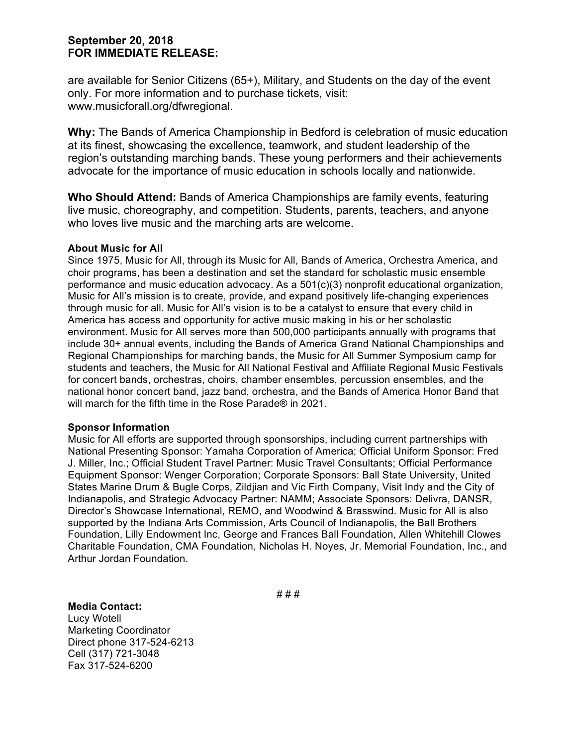**September 20, 2018**
**FOR IMMEDIATE RELEASE:**

are available for Senior Citizens (65+), Military, and Students on the day of the event only. For more information and to purchase tickets, visit: www.musicforall.org/dfwregional.

**Why:** The Bands of America Championship in Bedford is celebration of music education at its finest, showcasing the excellence, teamwork, and student leadership of the region's outstanding marching bands. These young performers and their achievements advocate for the importance of music education in schools locally and nationwide.

**Who Should Attend:** Bands of America Championships are family events, featuring live music, choreography, and competition. Students, parents, teachers, and anyone who loves live music and the marching arts are welcome.

**About Music for All**

Since 1975, Music for All, through its Music for All, Bands of America, Orchestra America, and choir programs, has been a destination and set the standard for scholastic music ensemble performance and music education advocacy. As a 501(c)(3) nonprofit educational organization, Music for All's mission is to create, provide, and expand positively life-changing experiences through music for all. Music for All's vision is to be a catalyst to ensure that every child in America has access and opportunity for active music making in his or her scholastic environment. Music for All serves more than 500,000 participants annually with programs that include 30+ annual events, including the Bands of America Grand National Championships and Regional Championships for marching bands, the Music for All Summer Symposium camp for students and teachers, the Music for All National Festival and Affiliate Regional Music Festivals for concert bands, orchestras, choirs, chamber ensembles, percussion ensembles, and the national honor concert band, jazz band, orchestra, and the Bands of America Honor Band that will march for the fifth time in the Rose Parade® in 2021.

**Sponsor Information**

Music for All efforts are supported through sponsorships, including current partnerships with National Presenting Sponsor: Yamaha Corporation of America; Official Uniform Sponsor: Fred J. Miller, Inc.; Official Student Travel Partner: Music Travel Consultants; Official Performance Equipment Sponsor: Wenger Corporation; Corporate Sponsors: Ball State University, United States Marine Drum & Bugle Corps, Zildjian and Vic Firth Company, Visit Indy and the City of Indianapolis, and Strategic Advocacy Partner: NAMM; Associate Sponsors: Delivra, DANSR, Director's Showcase International, REMO, and Woodwind & Brasswind. Music for All is also supported by the Indiana Arts Commission, Arts Council of Indianapolis, the Ball Brothers Foundation, Lilly Endowment Inc, George and Frances Ball Foundation, Allen Whitehill Clowes Charitable Foundation, CMA Foundation, Nicholas H. Noyes, Jr. Memorial Foundation, Inc., and Arthur Jordan Foundation.

# # #

**Media Contact:**
Lucy Wotell
Marketing Coordinator
Direct phone 317-524-6213
Cell (317) 721-3048
Fax 317-524-6200